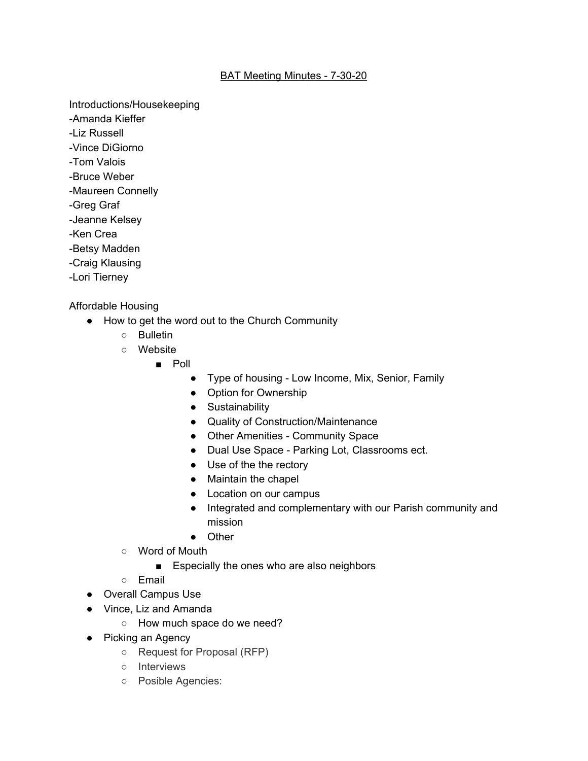BAT Meeting Minutes - 7-30-20

Introductions/Housekeeping
-Amanda Kieffer
-Liz Russell
-Vince DiGiorno
-Tom Valois
-Bruce Weber
-Maureen Connelly
-Greg Graf
-Jeanne Kelsey
-Ken Crea
-Betsy Madden
-Craig Klausing
-Lori Tierney

Affordable Housing

- How to get the word out to the Church Community
  - Bulletin
  - Website
    - Poll
      - Type of housing - Low Income, Mix, Senior, Family
      - Option for Ownership
      - Sustainability
      - Quality of Construction/Maintenance
      - Other Amenities - Community Space
      - Dual Use Space - Parking Lot, Classrooms ect.
      - Use of the the rectory
      - Maintain the chapel
      - Location on our campus
      - Integrated and complementary with our Parish community and mission
      - Other
  - Word of Mouth
    - Especially the ones who are also neighbors
  - Email
- Overall Campus Use
- Vince, Liz and Amanda
  - How much space do we need?
- Picking an Agency
  - Request for Proposal (RFP)
  - Interviews
  - Posible Agencies: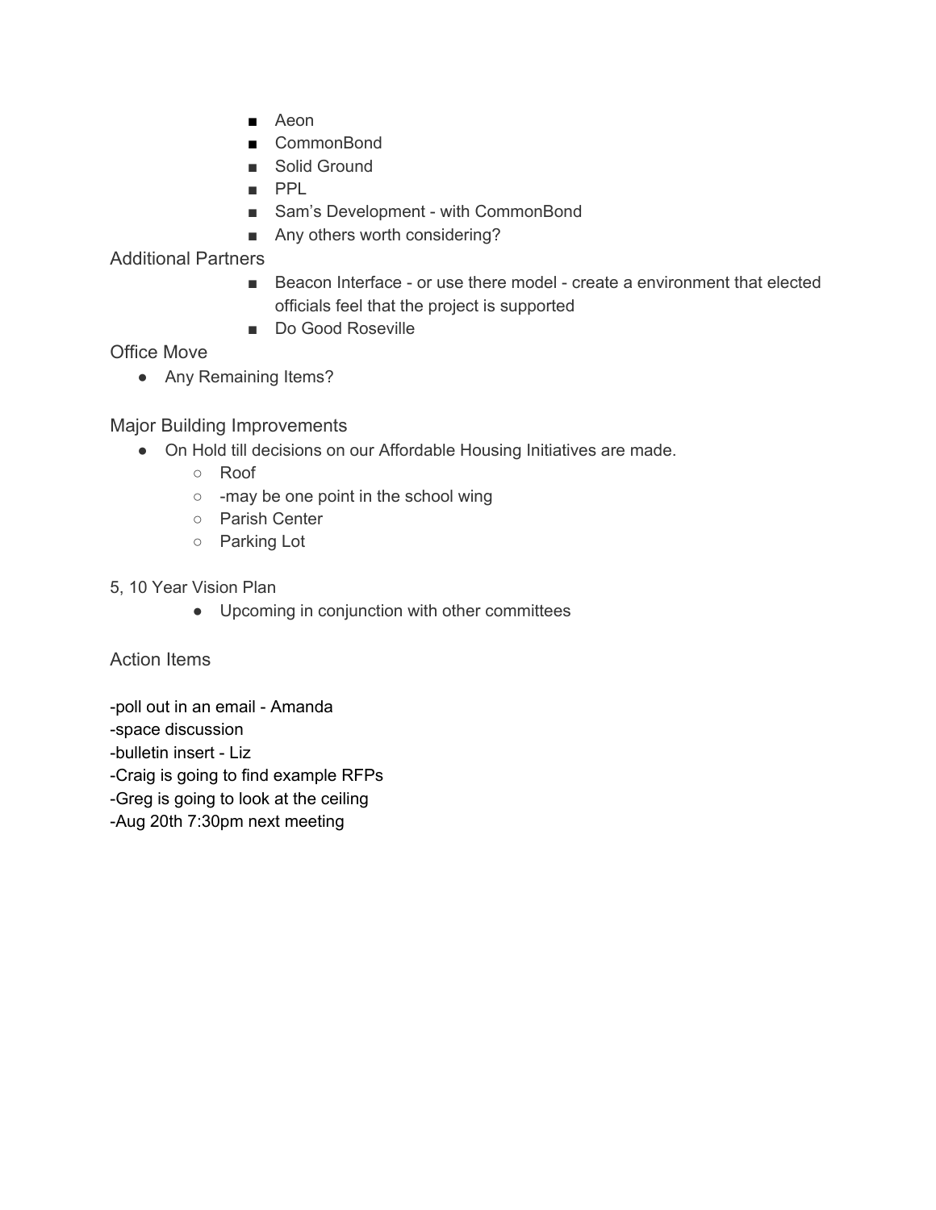- Aeon
  - CommonBond
  - Solid Ground
  - PPL
  - Sam's Development - with CommonBond
  - Any others worth considering?

## Additional Partners

  - Beacon Interface - or use there model - create a environment that elected officials feel that the project is supported
  - Do Good Roseville

## Office Move

- Any Remaining Items?

## Major Building Improvements

- On Hold till decisions on our Affordable Housing Initiatives are made.
  - Roof
  - -may be one point in the school wing
  - Parish Center
  - Parking Lot

## 5, 10 Year Vision Plan

- Upcoming in conjunction with other committees

## Action Items

-poll out in an email - Amanda
-space discussion
-bulletin insert - Liz
-Craig is going to find example RFPs
-Greg is going to look at the ceiling
-Aug 20th 7:30pm next meeting